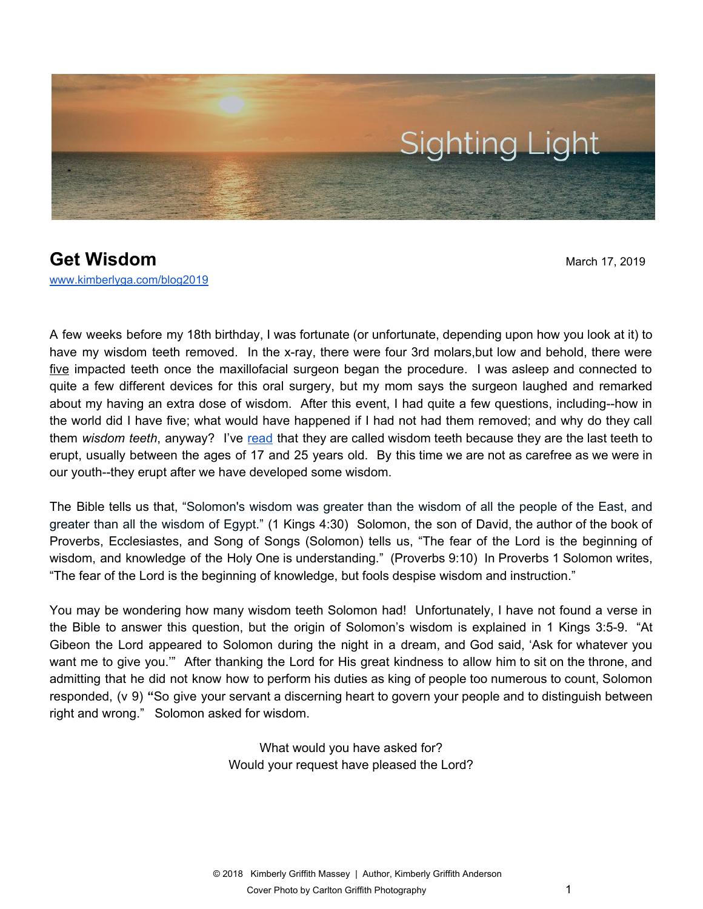Sighting Light

# Get Wisdom

March 17, 2019

www.kimberlyga.com/blog2019

A few weeks before my 18th birthday, I was fortunate (or unfortunate, depending upon how you look at it) to have my wisdom teeth removed. In the x-ray, there were four 3rd molars,but low and behold, there were five impacted teeth once the maxillofacial surgeon began the procedure. I was asleep and connected to quite a few different devices for this oral surgery, but my mom says the surgeon laughed and remarked about my having an extra dose of wisdom. After this event, I had quite a few questions, including--how in the world did I have five; what would have happened if I had not had them removed; and why do they call them *wisdom teeth*, anyway? I've read that they are called wisdom teeth because they are the last teeth to erupt, usually between the ages of 17 and 25 years old. By this time we are not as carefree as we were in our youth--they erupt after we have developed some wisdom.

The Bible tells us that, "Solomon's wisdom was greater than the wisdom of all the people of the East, and greater than all the wisdom of Egypt." (1 Kings 4:30) Solomon, the son of David, the author of the book of Proverbs, Ecclesiastes, and Song of Songs (Solomon) tells us, "The fear of the Lord is the beginning of wisdom, and knowledge of the Holy One is understanding." (Proverbs 9:10) In Proverbs 1 Solomon writes, "The fear of the Lord is the beginning of knowledge, but fools despise wisdom and instruction."

You may be wondering how many wisdom teeth Solomon had! Unfortunately, I have not found a verse in the Bible to answer this question, but the origin of Solomon's wisdom is explained in 1 Kings 3:5-9. "At Gibeon the Lord appeared to Solomon during the night in a dream, and God said, 'Ask for whatever you want me to give you.'" After thanking the Lord for His great kindness to allow him to sit on the throne, and admitting that he did not know how to perform his duties as king of people too numerous to count, Solomon responded, (v 9) **"**So give your servant a discerning heart to govern your people and to distinguish between right and wrong." Solomon asked for wisdom.

What would you have asked for?
Would your request have pleased the Lord?

© 2018 Kimberly Griffith Massey | Author, Kimberly Griffith Anderson
Cover Photo by Carlton Griffith Photography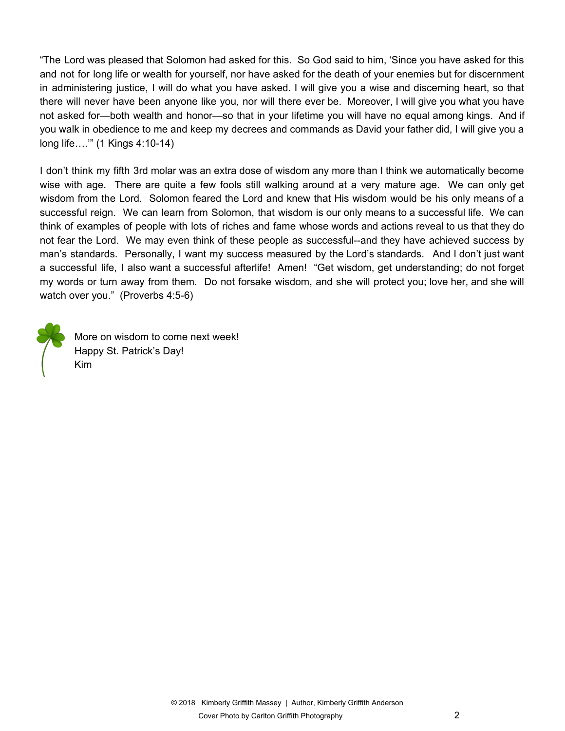"The Lord was pleased that Solomon had asked for this. So God said to him, 'Since you have asked for this and not for long life or wealth for yourself, nor have asked for the death of your enemies but for discernment in administering justice, I will do what you have asked. I will give you a wise and discerning heart, so that there will never have been anyone like you, nor will there ever be. Moreover, I will give you what you have not asked for—both wealth and honor—so that in your lifetime you will have no equal among kings. And if you walk in obedience to me and keep my decrees and commands as David your father did, I will give you a long life….'" (1 Kings 4:10-14)

I don't think my fifth 3rd molar was an extra dose of wisdom any more than I think we automatically become wise with age. There are quite a few fools still walking around at a very mature age. We can only get wisdom from the Lord. Solomon feared the Lord and knew that His wisdom would be his only means of a successful reign. We can learn from Solomon, that wisdom is our only means to a successful life. We can think of examples of people with lots of riches and fame whose words and actions reveal to us that they do not fear the Lord. We may even think of these people as successful--and they have achieved success by man's standards. Personally, I want my success measured by the Lord's standards. And I don't just want a successful life, I also want a successful afterlife! Amen! "Get wisdom, get understanding; do not forget my words or turn away from them. Do not forsake wisdom, and she will protect you; love her, and she will watch over you." (Proverbs 4:5-6)

More on wisdom to come next week!
Happy St. Patrick's Day!
Kim

© 2018 Kimberly Griffith Massey | Author, Kimberly Griffith Anderson
Cover Photo by Carlton Griffith Photography